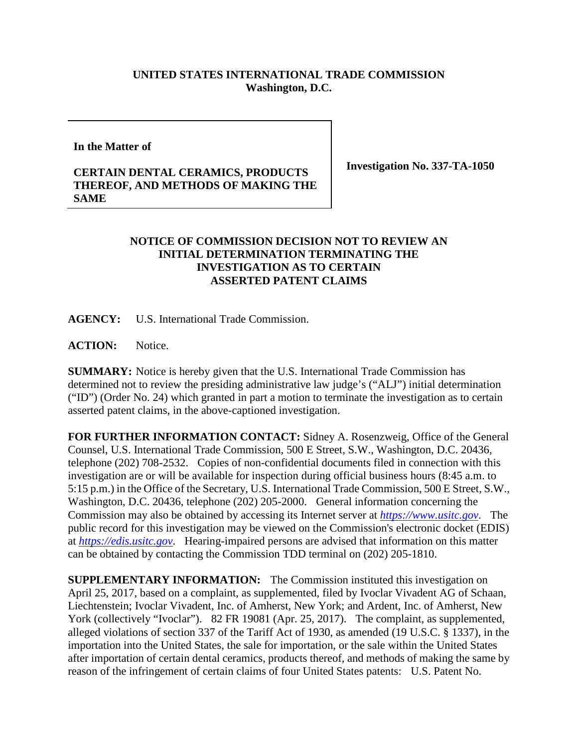**UNITED STATES INTERNATIONAL TRADE COMMISSION**
**Washington, D.C.**

**In the Matter of**

**CERTAIN DENTAL CERAMICS, PRODUCTS THEREOF, AND METHODS OF MAKING THE SAME**

**Investigation No. 337-TA-1050**

## NOTICE OF COMMISSION DECISION NOT TO REVIEW AN INITIAL DETERMINATION TERMINATING THE INVESTIGATION AS TO CERTAIN ASSERTED PATENT CLAIMS

**AGENCY:** U.S. International Trade Commission.

**ACTION:** Notice.

**SUMMARY:** Notice is hereby given that the U.S. International Trade Commission has determined not to review the presiding administrative law judge's ("ALJ") initial determination ("ID") (Order No. 24) which granted in part a motion to terminate the investigation as to certain asserted patent claims, in the above-captioned investigation.

**FOR FURTHER INFORMATION CONTACT:** Sidney A. Rosenzweig, Office of the General Counsel, U.S. International Trade Commission, 500 E Street, S.W., Washington, D.C. 20436, telephone (202) 708-2532. Copies of non-confidential documents filed in connection with this investigation are or will be available for inspection during official business hours (8:45 a.m. to 5:15 p.m.) in the Office of the Secretary, U.S. International Trade Commission, 500 E Street, S.W., Washington, D.C. 20436, telephone (202) 205-2000. General information concerning the Commission may also be obtained by accessing its Internet server at *https://www.usitc.gov*. The public record for this investigation may be viewed on the Commission's electronic docket (EDIS) at *https://edis.usitc.gov*. Hearing-impaired persons are advised that information on this matter can be obtained by contacting the Commission TDD terminal on (202) 205-1810.

**SUPPLEMENTARY INFORMATION:** The Commission instituted this investigation on April 25, 2017, based on a complaint, as supplemented, filed by Ivoclar Vivadent AG of Schaan, Liechtenstein; Ivoclar Vivadent, Inc. of Amherst, New York; and Ardent, Inc. of Amherst, New York (collectively "Ivoclar"). 82 FR 19081 (Apr. 25, 2017). The complaint, as supplemented, alleged violations of section 337 of the Tariff Act of 1930, as amended (19 U.S.C. § 1337), in the importation into the United States, the sale for importation, or the sale within the United States after importation of certain dental ceramics, products thereof, and methods of making the same by reason of the infringement of certain claims of four United States patents: U.S. Patent No.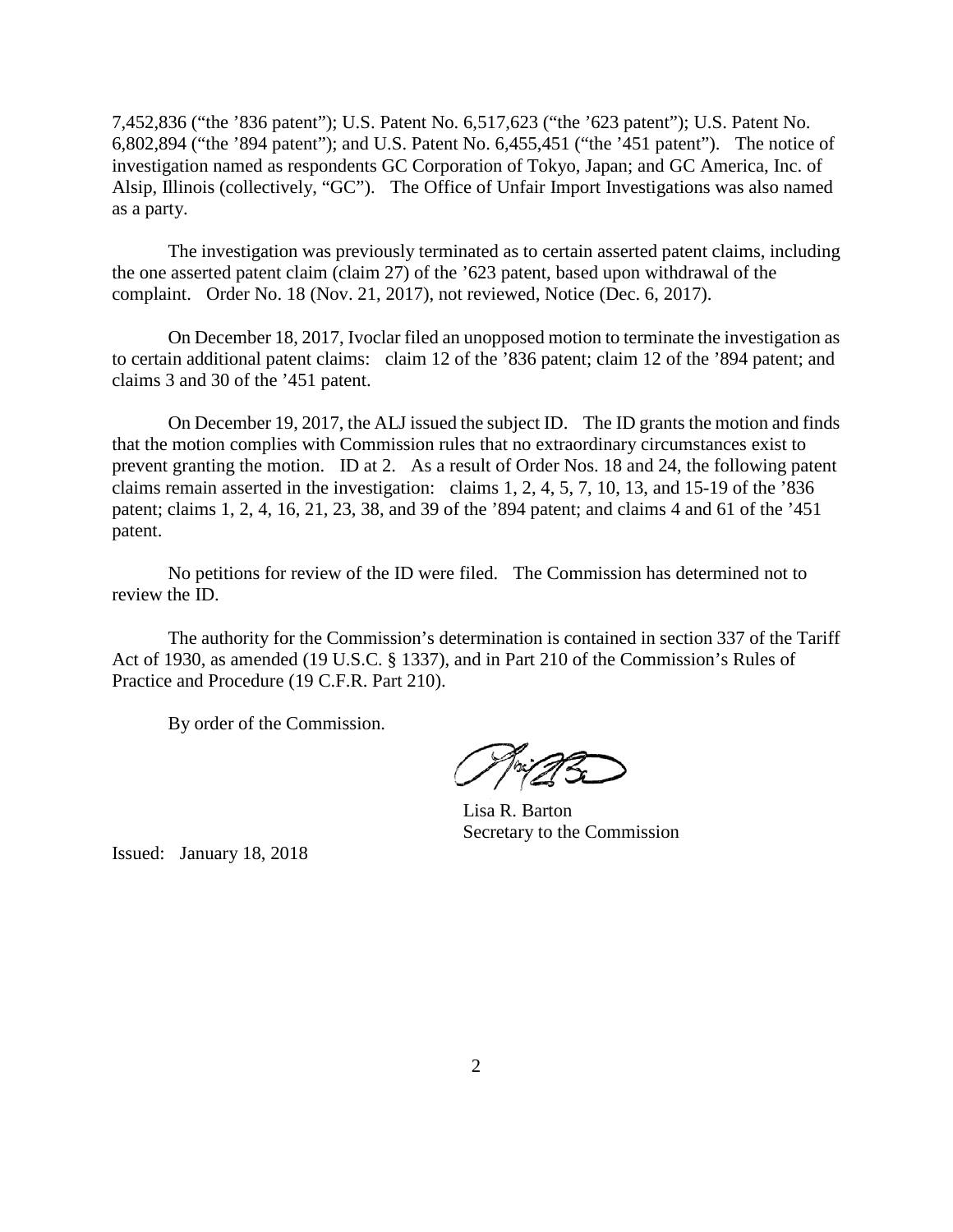7,452,836 ("the '836 patent"); U.S. Patent No. 6,517,623 ("the '623 patent"); U.S. Patent No. 6,802,894 ("the '894 patent"); and U.S. Patent No. 6,455,451 ("the '451 patent"). The notice of investigation named as respondents GC Corporation of Tokyo, Japan; and GC America, Inc. of Alsip, Illinois (collectively, "GC"). The Office of Unfair Import Investigations was also named as a party.

The investigation was previously terminated as to certain asserted patent claims, including the one asserted patent claim (claim 27) of the '623 patent, based upon withdrawal of the complaint. Order No. 18 (Nov. 21, 2017), not reviewed, Notice (Dec. 6, 2017).

On December 18, 2017, Ivoclar filed an unopposed motion to terminate the investigation as to certain additional patent claims: claim 12 of the '836 patent; claim 12 of the '894 patent; and claims 3 and 30 of the '451 patent.

On December 19, 2017, the ALJ issued the subject ID. The ID grants the motion and finds that the motion complies with Commission rules that no extraordinary circumstances exist to prevent granting the motion. ID at 2. As a result of Order Nos. 18 and 24, the following patent claims remain asserted in the investigation: claims 1, 2, 4, 5, 7, 10, 13, and 15-19 of the '836 patent; claims 1, 2, 4, 16, 21, 23, 38, and 39 of the '894 patent; and claims 4 and 61 of the '451 patent.

No petitions for review of the ID were filed. The Commission has determined not to review the ID.

The authority for the Commission's determination is contained in section 337 of the Tariff Act of 1930, as amended (19 U.S.C. § 1337), and in Part 210 of the Commission's Rules of Practice and Procedure (19 C.F.R. Part 210).

By order of the Commission.

Lisa R. Barton
Secretary to the Commission

Issued: January 18, 2018